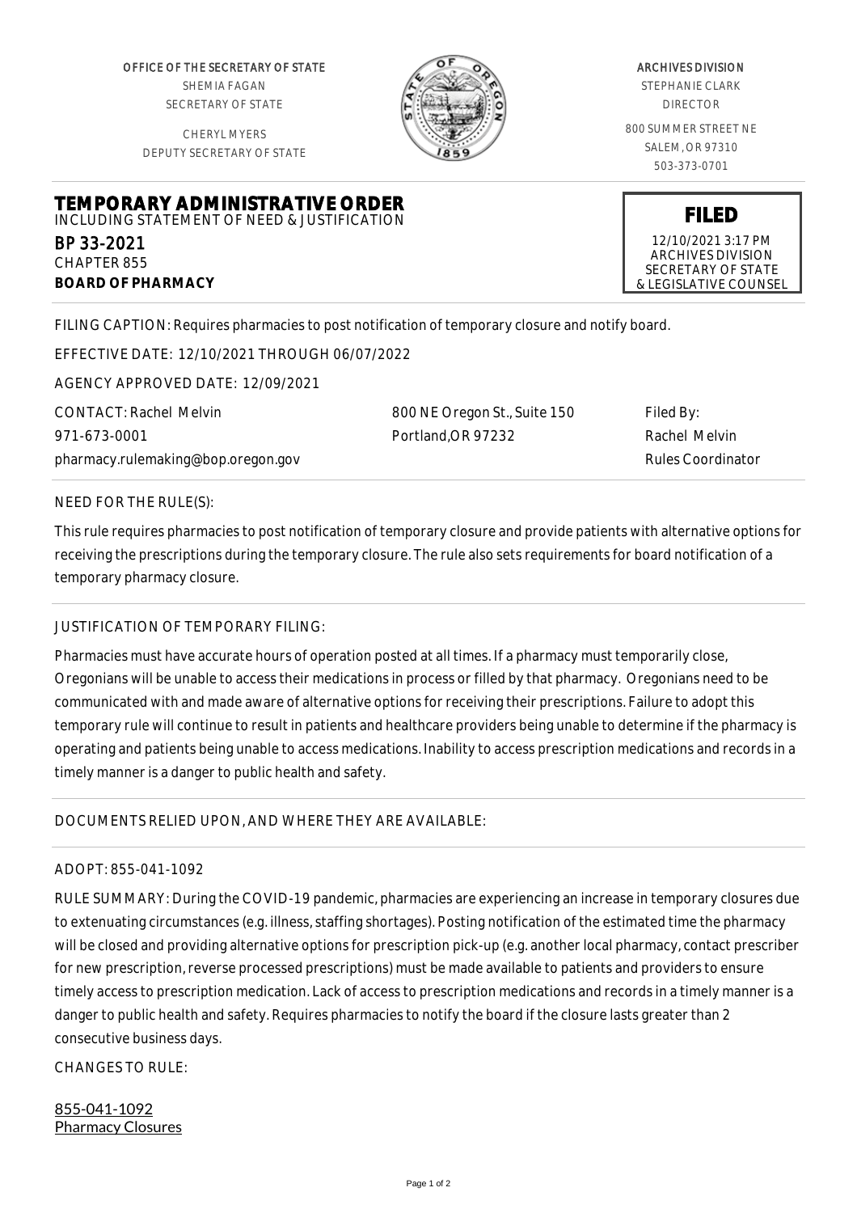OFFICE OF THE SECRETARY OF STATE
SHEMIA FAGAN
SECRETARY OF STATE

CHERYL MYERS
DEPUTY SECRETARY OF STATE

ARCHIVES DIVISION
STEPHANIE CLARK
DIRECTOR

800 SUMMER STREET NE
SALEM, OR 97310
503-373-0701

# TEMPORARY ADMINISTRATIVE ORDER

INCLUDING STATEMENT OF NEED & JUSTIFICATION

BP 33-2021
CHAPTER 855
**BOARD OF PHARMACY**

**FILED**
12/10/2021 3:17 PM
ARCHIVES DIVISION
SECRETARY OF STATE
& LEGISLATIVE COUNSEL

FILING CAPTION: Requires pharmacies to post notification of temporary closure and notify board.

EFFECTIVE DATE: 12/10/2021 THROUGH 06/07/2022

AGENCY APPROVED DATE: 12/09/2021

CONTACT: Rachel Melvin
971-673-0001
pharmacy.rulemaking@bop.oregon.gov

800 NE Oregon St., Suite 150
Portland,OR 97232

Filed By:
Rachel Melvin
Rules Coordinator

NEED FOR THE RULE(S):

This rule requires pharmacies to post notification of temporary closure and provide patients with alternative options for receiving the prescriptions during the temporary closure. The rule also sets requirements for board notification of a temporary pharmacy closure.

JUSTIFICATION OF TEMPORARY FILING:

Pharmacies must have accurate hours of operation posted at all times. If a pharmacy must temporarily close, Oregonians will be unable to access their medications in process or filled by that pharmacy. Oregonians need to be communicated with and made aware of alternative options for receiving their prescriptions. Failure to adopt this temporary rule will continue to result in patients and healthcare providers being unable to determine if the pharmacy is operating and patients being unable to access medications. Inability to access prescription medications and records in a timely manner is a danger to public health and safety.

DOCUMENTS RELIED UPON, AND WHERE THEY ARE AVAILABLE:

ADOPT: 855-041-1092

RULE SUMMARY: During the COVID-19 pandemic, pharmacies are experiencing an increase in temporary closures due to extenuating circumstances (e.g. illness, staffing shortages). Posting notification of the estimated time the pharmacy will be closed and providing alternative options for prescription pick-up (e.g. another local pharmacy, contact prescriber for new prescription, reverse processed prescriptions) must be made available to patients and providers to ensure timely access to prescription medication. Lack of access to prescription medications and records in a timely manner is a danger to public health and safety. Requires pharmacies to notify the board if the closure lasts greater than 2 consecutive business days.

CHANGES TO RULE:

855-041-1092
Pharmacy Closures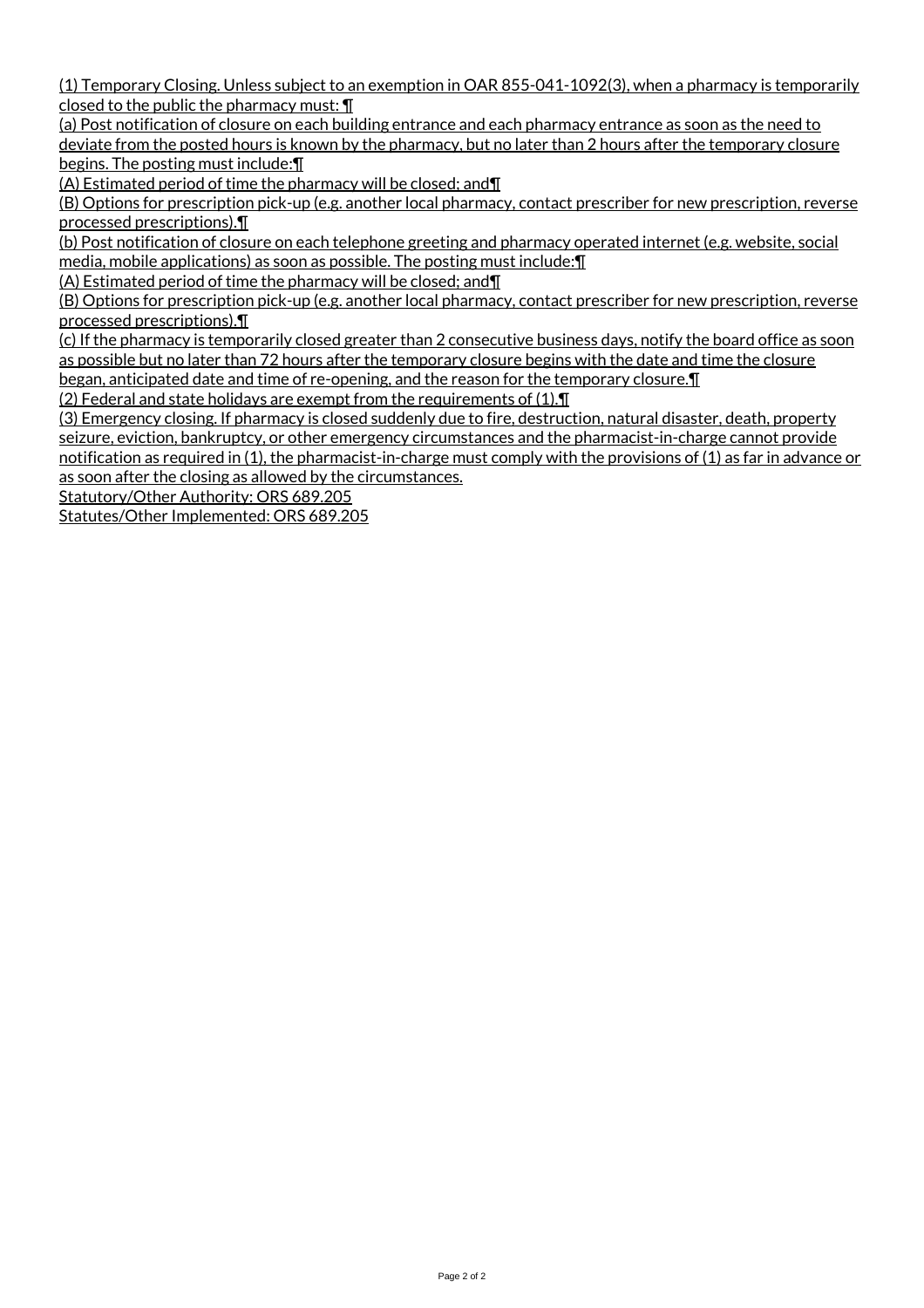(1) Temporary Closing. Unless subject to an exemption in OAR 855-041-1092(3), when a pharmacy is temporarily closed to the public the pharmacy must: ¶

(a) Post notification of closure on each building entrance and each pharmacy entrance as soon as the need to deviate from the posted hours is known by the pharmacy, but no later than 2 hours after the temporary closure begins. The posting must include:¶

(A) Estimated period of time the pharmacy will be closed; and¶

(B) Options for prescription pick-up (e.g. another local pharmacy, contact prescriber for new prescription, reverse processed prescriptions).¶

(b) Post notification of closure on each telephone greeting and pharmacy operated internet (e.g. website, social media, mobile applications) as soon as possible. The posting must include:¶

(A) Estimated period of time the pharmacy will be closed; and¶

(B) Options for prescription pick-up (e.g. another local pharmacy, contact prescriber for new prescription, reverse processed prescriptions).¶

(c) If the pharmacy is temporarily closed greater than 2 consecutive business days, notify the board office as soon as possible but no later than 72 hours after the temporary closure begins with the date and time the closure began, anticipated date and time of re-opening, and the reason for the temporary closure.¶

(2) Federal and state holidays are exempt from the requirements of (1).¶

(3) Emergency closing. If pharmacy is closed suddenly due to fire, destruction, natural disaster, death, property seizure, eviction, bankruptcy, or other emergency circumstances and the pharmacist-in-charge cannot provide notification as required in (1), the pharmacist-in-charge must comply with the provisions of (1) as far in advance or as soon after the closing as allowed by the circumstances.

Statutory/Other Authority: ORS 689.205

Statutes/Other Implemented: ORS 689.205